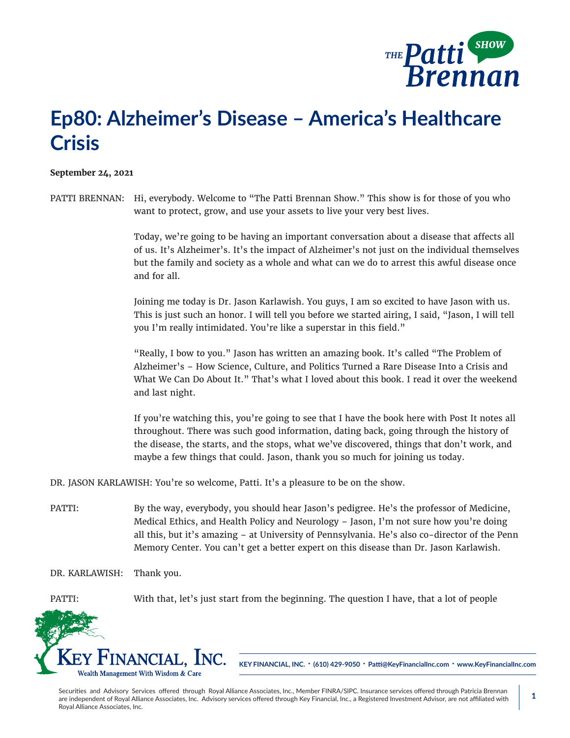# Ep80: Alzheimer's Disease – America's Healthcare Crisis

**September 24, 2021**

PATTI BRENNAN: Hi, everybody. Welcome to "The Patti Brennan Show." This show is for those of you who want to protect, grow, and use your assets to live your very best lives.

Today, we're going to be having an important conversation about a disease that affects all of us. It's Alzheimer's. It's the impact of Alzheimer's not just on the individual themselves but the family and society as a whole and what can we do to arrest this awful disease once and for all.

Joining me today is Dr. Jason Karlawish. You guys, I am so excited to have Jason with us. This is just such an honor. I will tell you before we started airing, I said, "Jason, I will tell you I'm really intimidated. You're like a superstar in this field."

"Really, I bow to you." Jason has written an amazing book. It's called "The Problem of Alzheimer's – How Science, Culture, and Politics Turned a Rare Disease Into a Crisis and What We Can Do About It." That's what I loved about this book. I read it over the weekend and last night.

If you're watching this, you're going to see that I have the book here with Post It notes all throughout. There was such good information, dating back, going through the history of the disease, the starts, and the stops, what we've discovered, things that don't work, and maybe a few things that could. Jason, thank you so much for joining us today.

DR. JASON KARLAWISH: You're so welcome, Patti. It's a pleasure to be on the show.

PATTI: By the way, everybody, you should hear Jason's pedigree. He's the professor of Medicine, Medical Ethics, and Health Policy and Neurology – Jason, I'm not sure how you're doing all this, but it's amazing – at University of Pennsylvania. He's also co-director of the Penn Memory Center. You can't get a better expert on this disease than Dr. Jason Karlawish.

DR. KARLAWISH: Thank you.

PATTI: With that, let's just start from the beginning. The question I have, that a lot of people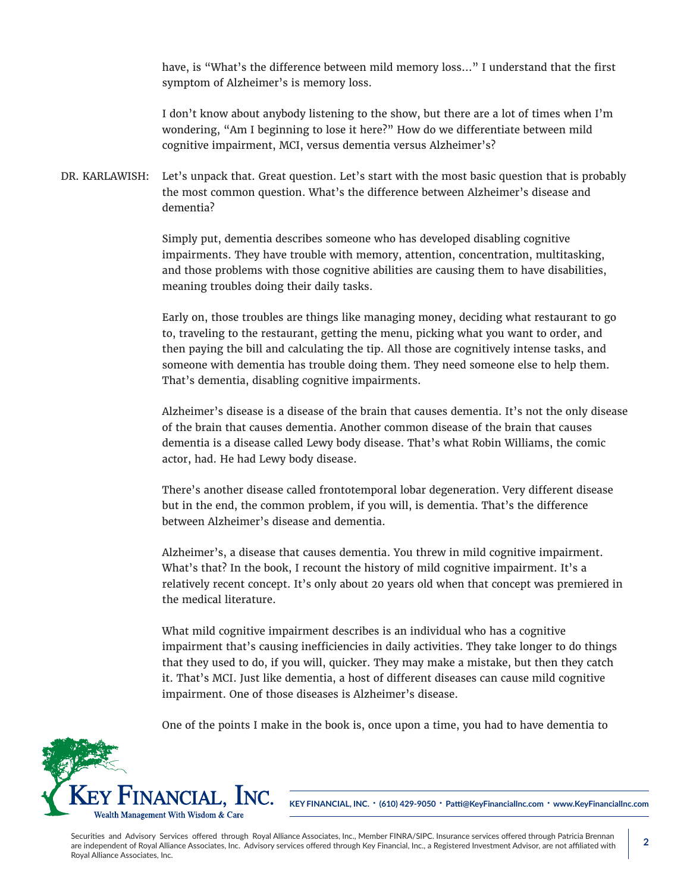have, is "What's the difference between mild memory loss…" I understand that the first symptom of Alzheimer's is memory loss.

I don't know about anybody listening to the show, but there are a lot of times when I'm wondering, "Am I beginning to lose it here?" How do we differentiate between mild cognitive impairment, MCI, versus dementia versus Alzheimer's?

DR. KARLAWISH: Let's unpack that. Great question. Let's start with the most basic question that is probably the most common question. What's the difference between Alzheimer's disease and dementia?

Simply put, dementia describes someone who has developed disabling cognitive impairments. They have trouble with memory, attention, concentration, multitasking, and those problems with those cognitive abilities are causing them to have disabilities, meaning troubles doing their daily tasks.

Early on, those troubles are things like managing money, deciding what restaurant to go to, traveling to the restaurant, getting the menu, picking what you want to order, and then paying the bill and calculating the tip. All those are cognitively intense tasks, and someone with dementia has trouble doing them. They need someone else to help them. That's dementia, disabling cognitive impairments.

Alzheimer's disease is a disease of the brain that causes dementia. It's not the only disease of the brain that causes dementia. Another common disease of the brain that causes dementia is a disease called Lewy body disease. That's what Robin Williams, the comic actor, had. He had Lewy body disease.

There's another disease called frontotemporal lobar degeneration. Very different disease but in the end, the common problem, if you will, is dementia. That's the difference between Alzheimer's disease and dementia.

Alzheimer's, a disease that causes dementia. You threw in mild cognitive impairment. What's that? In the book, I recount the history of mild cognitive impairment. It's a relatively recent concept. It's only about 20 years old when that concept was premiered in the medical literature.

What mild cognitive impairment describes is an individual who has a cognitive impairment that's causing inefficiencies in daily activities. They take longer to do things that they used to do, if you will, quicker. They may make a mistake, but then they catch it. That's MCI. Just like dementia, a host of different diseases can cause mild cognitive impairment. One of those diseases is Alzheimer's disease.

One of the points I make in the book is, once upon a time, you had to have dementia to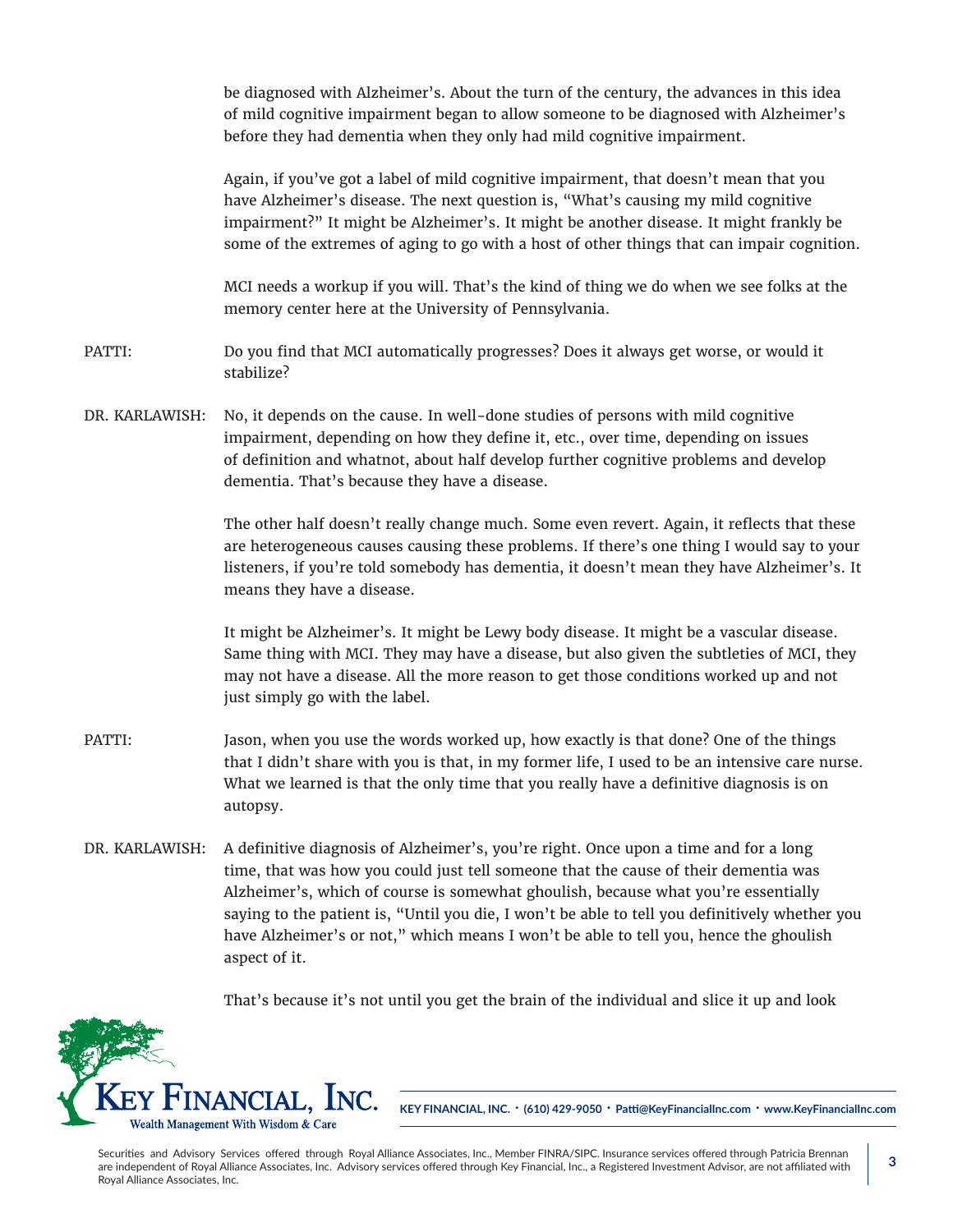be diagnosed with Alzheimer's. About the turn of the century, the advances in this idea of mild cognitive impairment began to allow someone to be diagnosed with Alzheimer's before they had dementia when they only had mild cognitive impairment.

Again, if you've got a label of mild cognitive impairment, that doesn't mean that you have Alzheimer's disease. The next question is, "What's causing my mild cognitive impairment?" It might be Alzheimer's. It might be another disease. It might frankly be some of the extremes of aging to go with a host of other things that can impair cognition.

MCI needs a workup if you will. That's the kind of thing we do when we see folks at the memory center here at the University of Pennsylvania.

PATTI: Do you find that MCI automatically progresses? Does it always get worse, or would it stabilize?

DR. KARLAWISH: No, it depends on the cause. In well-done studies of persons with mild cognitive impairment, depending on how they define it, etc., over time, depending on issues of definition and whatnot, about half develop further cognitive problems and develop dementia. That's because they have a disease.

The other half doesn't really change much. Some even revert. Again, it reflects that these are heterogeneous causes causing these problems. If there's one thing I would say to your listeners, if you're told somebody has dementia, it doesn't mean they have Alzheimer's. It means they have a disease.

It might be Alzheimer's. It might be Lewy body disease. It might be a vascular disease. Same thing with MCI. They may have a disease, but also given the subtleties of MCI, they may not have a disease. All the more reason to get those conditions worked up and not just simply go with the label.

PATTI: Jason, when you use the words worked up, how exactly is that done? One of the things that I didn't share with you is that, in my former life, I used to be an intensive care nurse. What we learned is that the only time that you really have a definitive diagnosis is on autopsy.

DR. KARLAWISH: A definitive diagnosis of Alzheimer's, you're right. Once upon a time and for a long time, that was how you could just tell someone that the cause of their dementia was Alzheimer's, which of course is somewhat ghoulish, because what you're essentially saying to the patient is, "Until you die, I won't be able to tell you definitively whether you have Alzheimer's or not," which means I won't be able to tell you, hence the ghoulish aspect of it.

That's because it's not until you get the brain of the individual and slice it up and look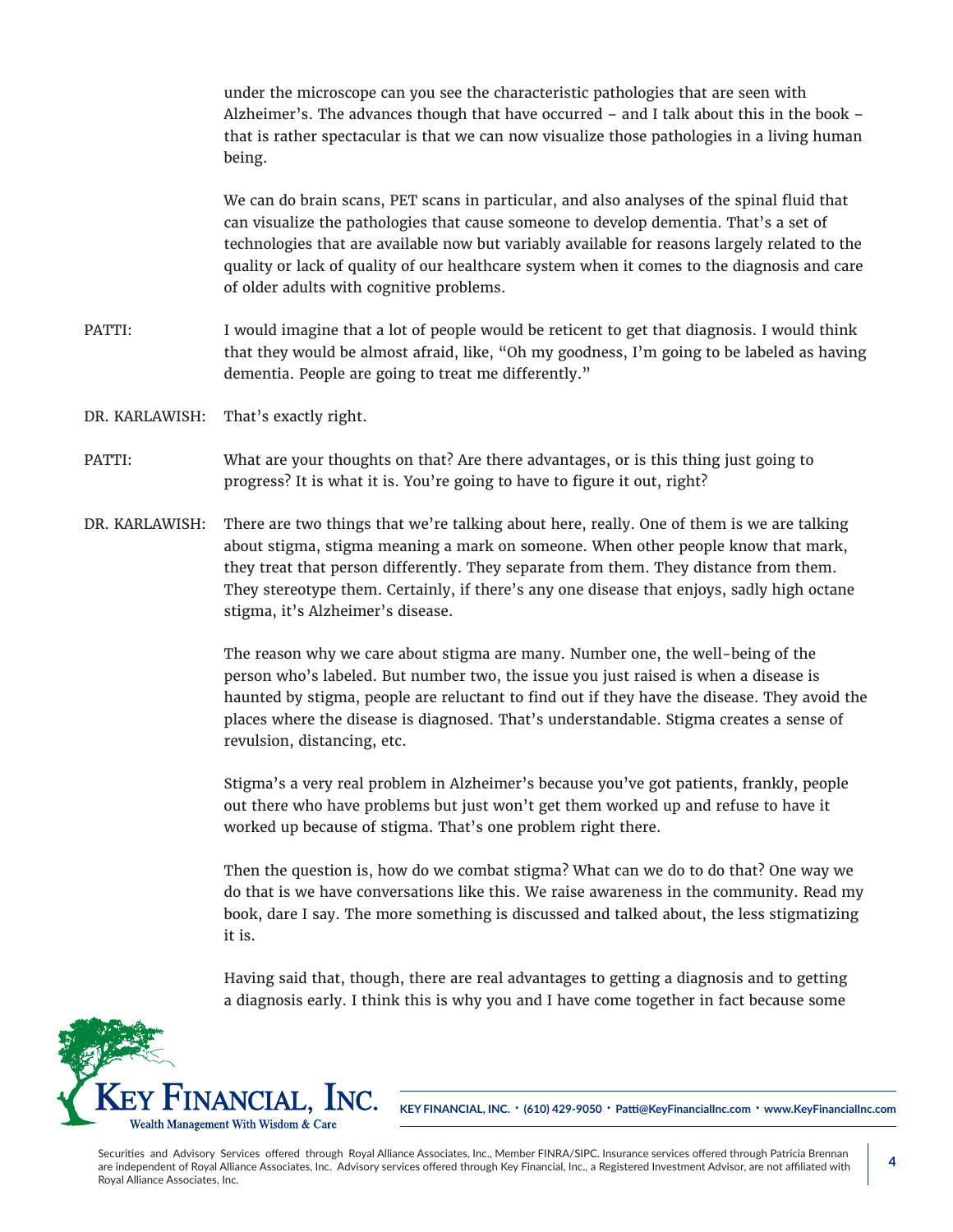under the microscope can you see the characteristic pathologies that are seen with Alzheimer's. The advances though that have occurred – and I talk about this in the book – that is rather spectacular is that we can now visualize those pathologies in a living human being.

We can do brain scans, PET scans in particular, and also analyses of the spinal fluid that can visualize the pathologies that cause someone to develop dementia. That's a set of technologies that are available now but variably available for reasons largely related to the quality or lack of quality of our healthcare system when it comes to the diagnosis and care of older adults with cognitive problems.

PATTI: I would imagine that a lot of people would be reticent to get that diagnosis. I would think that they would be almost afraid, like, "Oh my goodness, I'm going to be labeled as having dementia. People are going to treat me differently."

DR. KARLAWISH: That's exactly right.

PATTI: What are your thoughts on that? Are there advantages, or is this thing just going to progress? It is what it is. You're going to have to figure it out, right?

DR. KARLAWISH: There are two things that we're talking about here, really. One of them is we are talking about stigma, stigma meaning a mark on someone. When other people know that mark, they treat that person differently. They separate from them. They distance from them. They stereotype them. Certainly, if there's any one disease that enjoys, sadly high octane stigma, it's Alzheimer's disease.

The reason why we care about stigma are many. Number one, the well-being of the person who's labeled. But number two, the issue you just raised is when a disease is haunted by stigma, people are reluctant to find out if they have the disease. They avoid the places where the disease is diagnosed. That's understandable. Stigma creates a sense of revulsion, distancing, etc.

Stigma's a very real problem in Alzheimer's because you've got patients, frankly, people out there who have problems but just won't get them worked up and refuse to have it worked up because of stigma. That's one problem right there.

Then the question is, how do we combat stigma? What can we do to do that? One way we do that is we have conversations like this. We raise awareness in the community. Read my book, dare I say. The more something is discussed and talked about, the less stigmatizing it is.

Having said that, though, there are real advantages to getting a diagnosis and to getting a diagnosis early. I think this is why you and I have come together in fact because some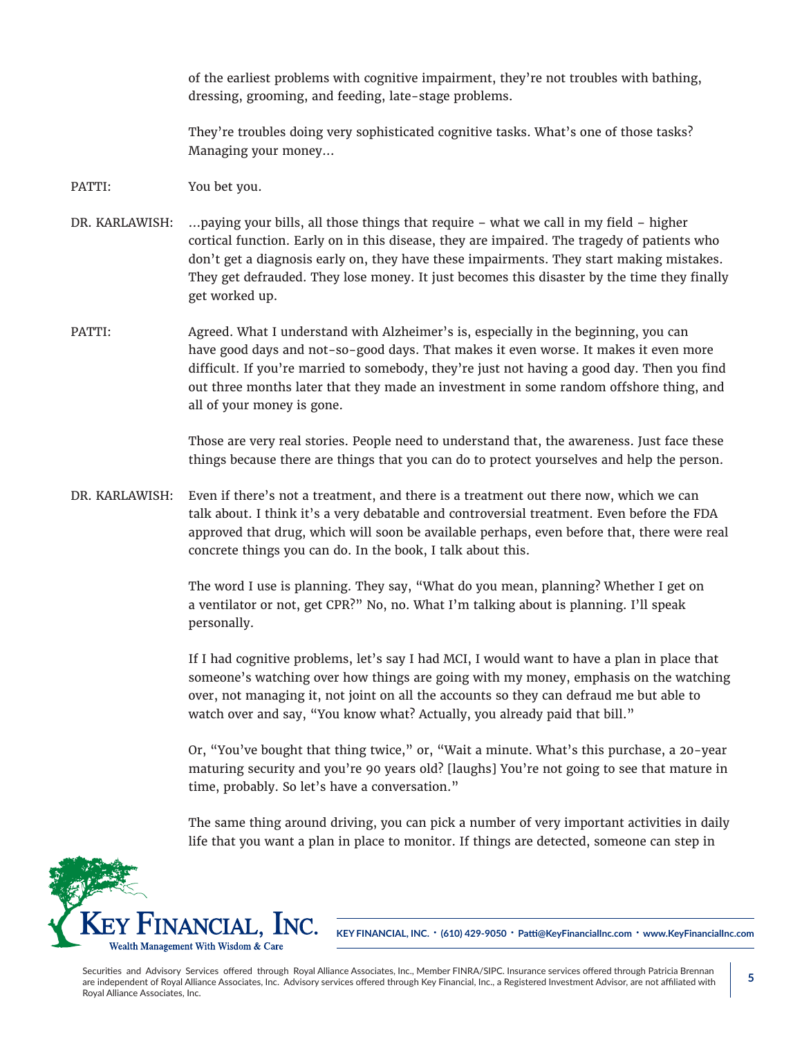of the earliest problems with cognitive impairment, they're not troubles with bathing, dressing, grooming, and feeding, late-stage problems.

They're troubles doing very sophisticated cognitive tasks. What's one of those tasks? Managing your money…

PATTI: You bet you.

DR. KARLAWISH: …paying your bills, all those things that require – what we call in my field – higher cortical function. Early on in this disease, they are impaired. The tragedy of patients who don't get a diagnosis early on, they have these impairments. They start making mistakes. They get defrauded. They lose money. It just becomes this disaster by the time they finally get worked up.

PATTI: Agreed. What I understand with Alzheimer's is, especially in the beginning, you can have good days and not-so-good days. That makes it even worse. It makes it even more difficult. If you're married to somebody, they're just not having a good day. Then you find out three months later that they made an investment in some random offshore thing, and all of your money is gone.

Those are very real stories. People need to understand that, the awareness. Just face these things because there are things that you can do to protect yourselves and help the person.

DR. KARLAWISH: Even if there's not a treatment, and there is a treatment out there now, which we can talk about. I think it's a very debatable and controversial treatment. Even before the FDA approved that drug, which will soon be available perhaps, even before that, there were real concrete things you can do. In the book, I talk about this.

The word I use is planning. They say, "What do you mean, planning? Whether I get on a ventilator or not, get CPR?" No, no. What I'm talking about is planning. I'll speak personally.

If I had cognitive problems, let's say I had MCI, I would want to have a plan in place that someone's watching over how things are going with my money, emphasis on the watching over, not managing it, not joint on all the accounts so they can defraud me but able to watch over and say, "You know what? Actually, you already paid that bill."

Or, "You've bought that thing twice," or, "Wait a minute. What's this purchase, a 20-year maturing security and you're 90 years old? [laughs] You're not going to see that mature in time, probably. So let's have a conversation."

The same thing around driving, you can pick a number of very important activities in daily life that you want a plan in place to monitor. If things are detected, someone can step in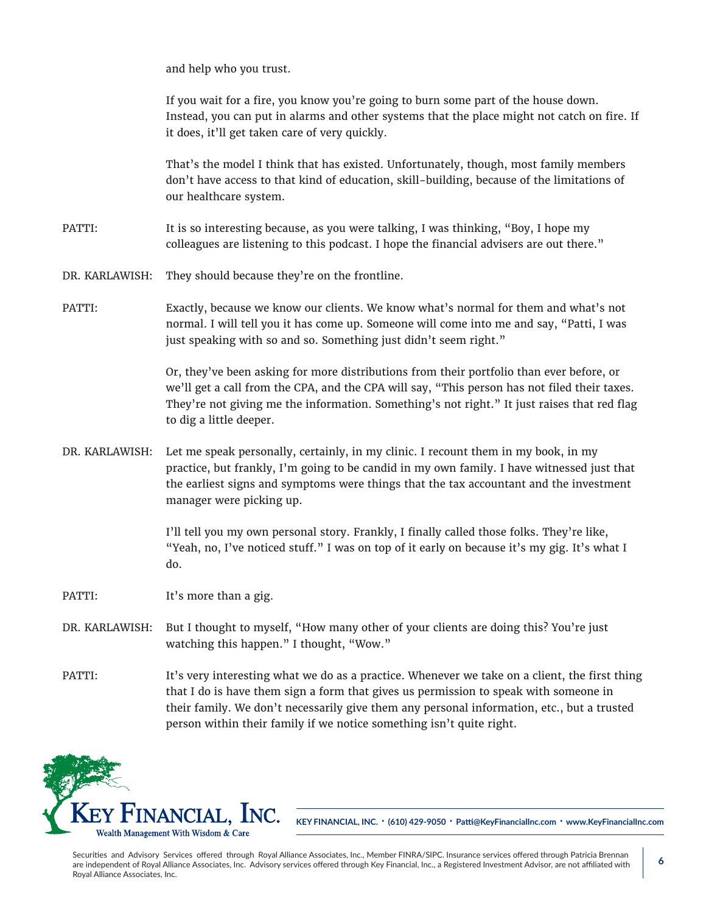and help who you trust.

If you wait for a fire, you know you're going to burn some part of the house down. Instead, you can put in alarms and other systems that the place might not catch on fire. If it does, it'll get taken care of very quickly.

That's the model I think that has existed. Unfortunately, though, most family members don't have access to that kind of education, skill-building, because of the limitations of our healthcare system.

PATTI: It is so interesting because, as you were talking, I was thinking, "Boy, I hope my colleagues are listening to this podcast. I hope the financial advisers are out there."

DR. KARLAWISH: They should because they're on the frontline.

PATTI: Exactly, because we know our clients. We know what's normal for them and what's not normal. I will tell you it has come up. Someone will come into me and say, "Patti, I was just speaking with so and so. Something just didn't seem right."

Or, they've been asking for more distributions from their portfolio than ever before, or we'll get a call from the CPA, and the CPA will say, "This person has not filed their taxes. They're not giving me the information. Something's not right." It just raises that red flag to dig a little deeper.

DR. KARLAWISH: Let me speak personally, certainly, in my clinic. I recount them in my book, in my practice, but frankly, I'm going to be candid in my own family. I have witnessed just that the earliest signs and symptoms were things that the tax accountant and the investment manager were picking up.

I'll tell you my own personal story. Frankly, I finally called those folks. They're like, "Yeah, no, I've noticed stuff." I was on top of it early on because it's my gig. It's what I do.

PATTI: It's more than a gig.

DR. KARLAWISH: But I thought to myself, "How many other of your clients are doing this? You're just watching this happen." I thought, "Wow."

PATTI: It's very interesting what we do as a practice. Whenever we take on a client, the first thing that I do is have them sign a form that gives us permission to speak with someone in their family. We don't necessarily give them any personal information, etc., but a trusted person within their family if we notice something isn't quite right.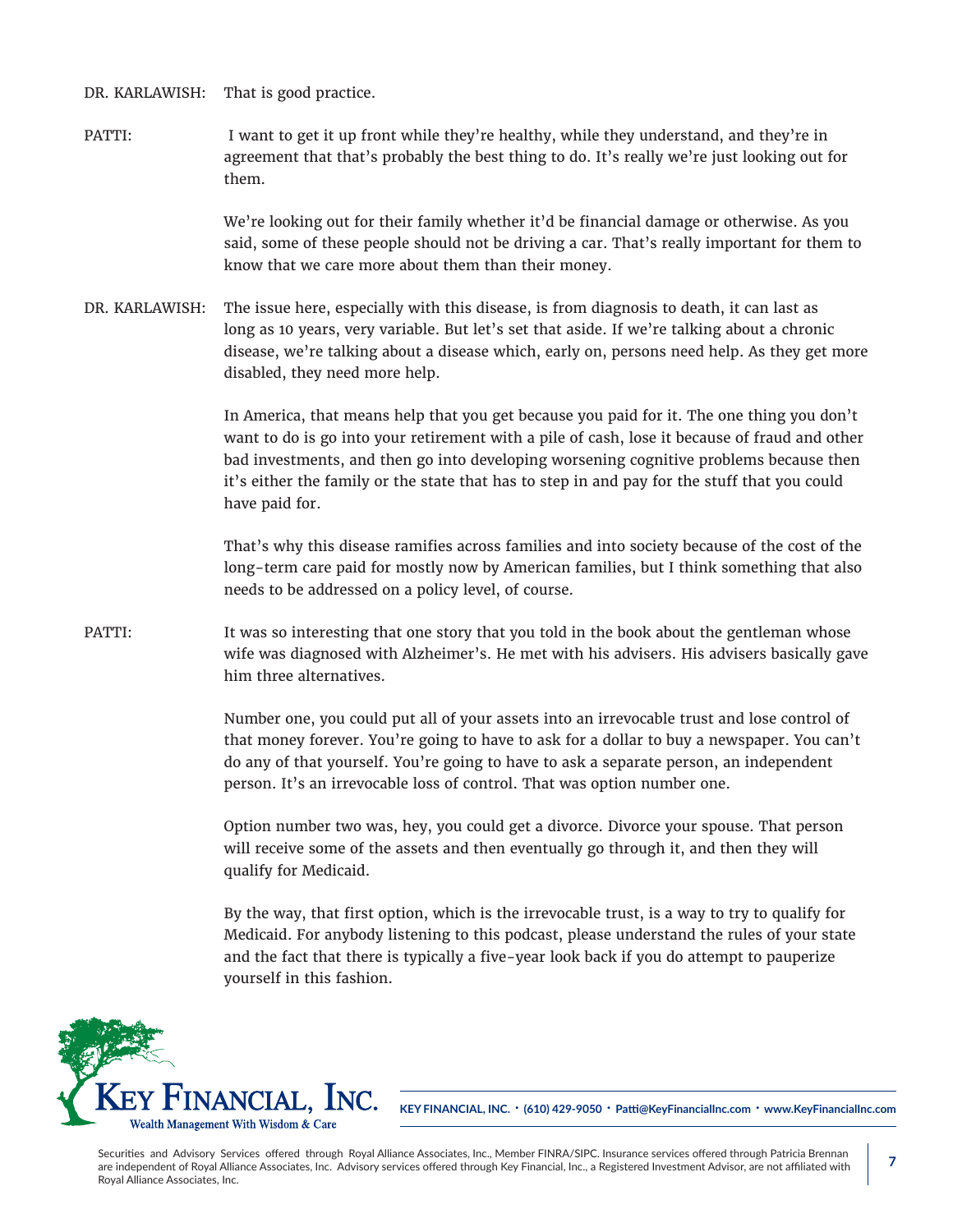DR. KARLAWISH: That is good practice.

PATTI: I want to get it up front while they're healthy, while they understand, and they're in agreement that that's probably the best thing to do. It's really we're just looking out for them.

We're looking out for their family whether it'd be financial damage or otherwise. As you said, some of these people should not be driving a car. That's really important for them to know that we care more about them than their money.

DR. KARLAWISH: The issue here, especially with this disease, is from diagnosis to death, it can last as long as 10 years, very variable. But let's set that aside. If we're talking about a chronic disease, we're talking about a disease which, early on, persons need help. As they get more disabled, they need more help.

In America, that means help that you get because you paid for it. The one thing you don't want to do is go into your retirement with a pile of cash, lose it because of fraud and other bad investments, and then go into developing worsening cognitive problems because then it's either the family or the state that has to step in and pay for the stuff that you could have paid for.

That's why this disease ramifies across families and into society because of the cost of the long-term care paid for mostly now by American families, but I think something that also needs to be addressed on a policy level, of course.

PATTI: It was so interesting that one story that you told in the book about the gentleman whose wife was diagnosed with Alzheimer's. He met with his advisers. His advisers basically gave him three alternatives.

Number one, you could put all of your assets into an irrevocable trust and lose control of that money forever. You're going to have to ask for a dollar to buy a newspaper. You can't do any of that yourself. You're going to have to ask a separate person, an independent person. It's an irrevocable loss of control. That was option number one.

Option number two was, hey, you could get a divorce. Divorce your spouse. That person will receive some of the assets and then eventually go through it, and then they will qualify for Medicaid.

By the way, that first option, which is the irrevocable trust, is a way to try to qualify for Medicaid. For anybody listening to this podcast, please understand the rules of your state and the fact that there is typically a five-year look back if you do attempt to pauperize yourself in this fashion.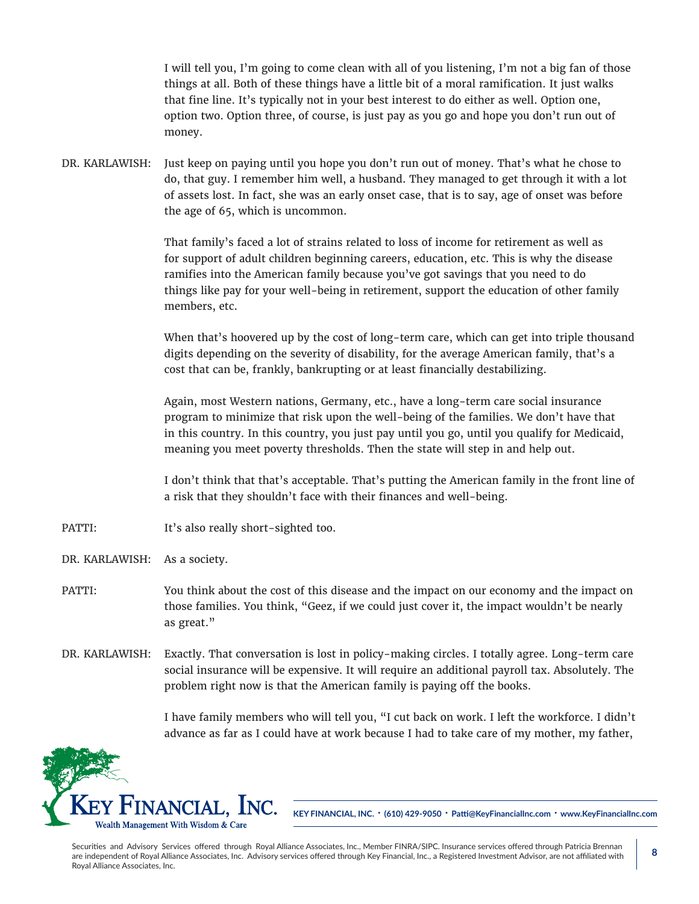I will tell you, I'm going to come clean with all of you listening, I'm not a big fan of those things at all. Both of these things have a little bit of a moral ramification. It just walks that fine line. It's typically not in your best interest to do either as well. Option one, option two. Option three, of course, is just pay as you go and hope you don't run out of money.

DR. KARLAWISH: Just keep on paying until you hope you don't run out of money. That's what he chose to do, that guy. I remember him well, a husband. They managed to get through it with a lot of assets lost. In fact, she was an early onset case, that is to say, age of onset was before the age of 65, which is uncommon.

That family's faced a lot of strains related to loss of income for retirement as well as for support of adult children beginning careers, education, etc. This is why the disease ramifies into the American family because you've got savings that you need to do things like pay for your well-being in retirement, support the education of other family members, etc.

When that's hoovered up by the cost of long-term care, which can get into triple thousand digits depending on the severity of disability, for the average American family, that's a cost that can be, frankly, bankrupting or at least financially destabilizing.

Again, most Western nations, Germany, etc., have a long-term care social insurance program to minimize that risk upon the well-being of the families. We don't have that in this country. In this country, you just pay until you go, until you qualify for Medicaid, meaning you meet poverty thresholds. Then the state will step in and help out.

I don't think that that's acceptable. That's putting the American family in the front line of a risk that they shouldn't face with their finances and well-being.

PATTI: It's also really short-sighted too.

DR. KARLAWISH: As a society.

PATTI: You think about the cost of this disease and the impact on our economy and the impact on those families. You think, "Geez, if we could just cover it, the impact wouldn't be nearly as great."

DR. KARLAWISH: Exactly. That conversation is lost in policy-making circles. I totally agree. Long-term care social insurance will be expensive. It will require an additional payroll tax. Absolutely. The problem right now is that the American family is paying off the books.

I have family members who will tell you, "I cut back on work. I left the workforce. I didn't advance as far as I could have at work because I had to take care of my mother, my father,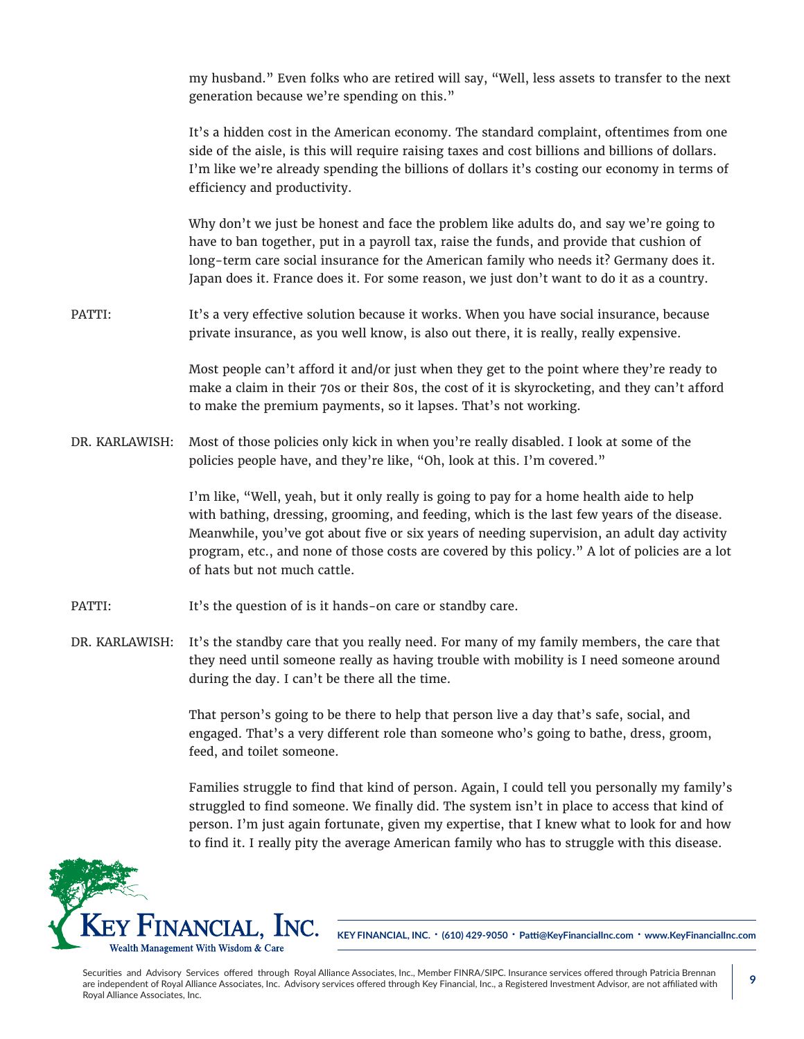my husband." Even folks who are retired will say, "Well, less assets to transfer to the next generation because we're spending on this."

It's a hidden cost in the American economy. The standard complaint, oftentimes from one side of the aisle, is this will require raising taxes and cost billions and billions of dollars. I'm like we're already spending the billions of dollars it's costing our economy in terms of efficiency and productivity.

Why don't we just be honest and face the problem like adults do, and say we're going to have to ban together, put in a payroll tax, raise the funds, and provide that cushion of long-term care social insurance for the American family who needs it? Germany does it. Japan does it. France does it. For some reason, we just don't want to do it as a country.

PATTI: It's a very effective solution because it works. When you have social insurance, because private insurance, as you well know, is also out there, it is really, really expensive.

Most people can't afford it and/or just when they get to the point where they're ready to make a claim in their 70s or their 80s, the cost of it is skyrocketing, and they can't afford to make the premium payments, so it lapses. That's not working.

DR. KARLAWISH: Most of those policies only kick in when you're really disabled. I look at some of the policies people have, and they're like, "Oh, look at this. I'm covered."

I'm like, "Well, yeah, but it only really is going to pay for a home health aide to help with bathing, dressing, grooming, and feeding, which is the last few years of the disease. Meanwhile, you've got about five or six years of needing supervision, an adult day activity program, etc., and none of those costs are covered by this policy." A lot of policies are a lot of hats but not much cattle.

PATTI: It's the question of is it hands-on care or standby care.

DR. KARLAWISH: It's the standby care that you really need. For many of my family members, the care that they need until someone really as having trouble with mobility is I need someone around during the day. I can't be there all the time.

That person's going to be there to help that person live a day that's safe, social, and engaged. That's a very different role than someone who's going to bathe, dress, groom, feed, and toilet someone.

Families struggle to find that kind of person. Again, I could tell you personally my family's struggled to find someone. We finally did. The system isn't in place to access that kind of person. I'm just again fortunate, given my expertise, that I knew what to look for and how to find it. I really pity the average American family who has to struggle with this disease.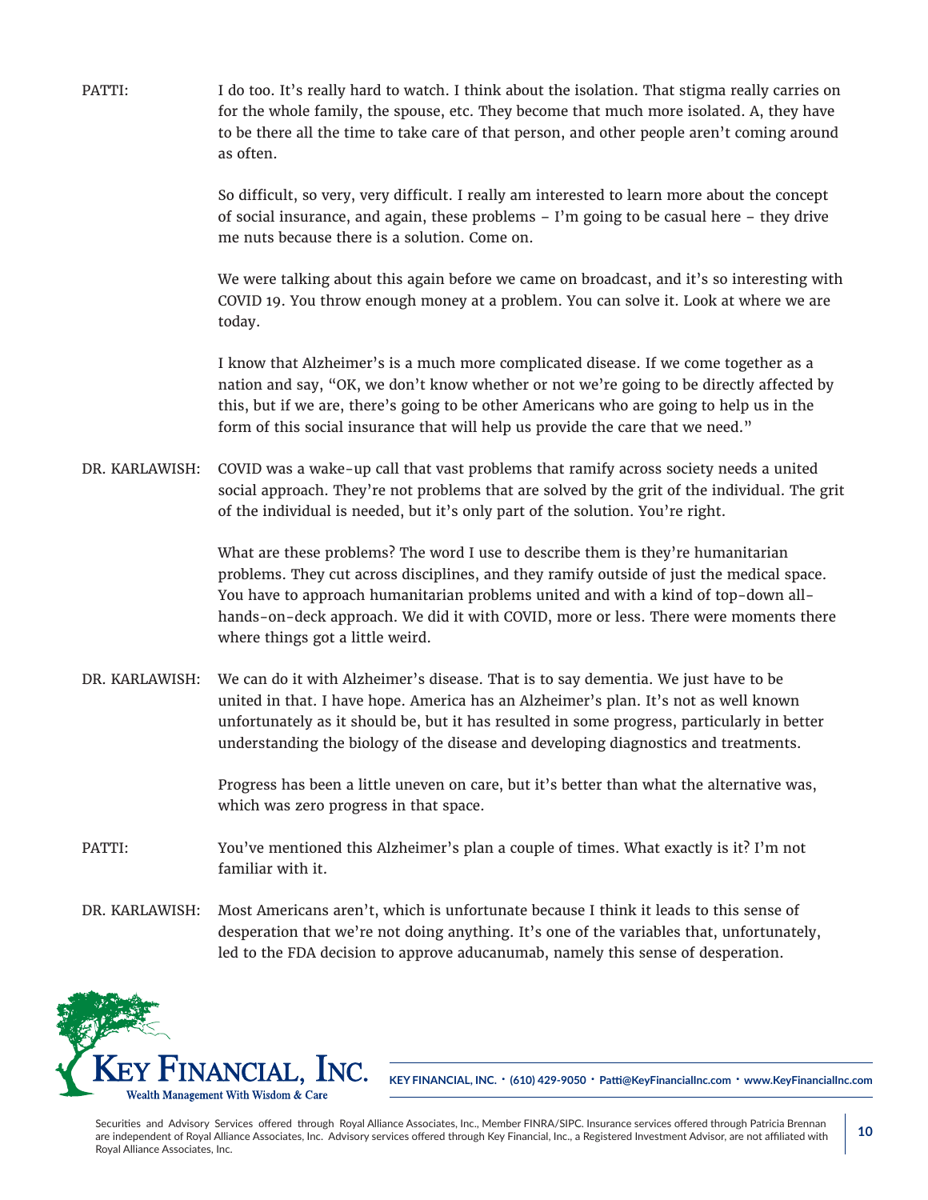PATTI: I do too. It's really hard to watch. I think about the isolation. That stigma really carries on for the whole family, the spouse, etc. They become that much more isolated. A, they have to be there all the time to take care of that person, and other people aren't coming around as often.

So difficult, so very, very difficult. I really am interested to learn more about the concept of social insurance, and again, these problems – I'm going to be casual here – they drive me nuts because there is a solution. Come on.

We were talking about this again before we came on broadcast, and it's so interesting with COVID 19. You throw enough money at a problem. You can solve it. Look at where we are today.

I know that Alzheimer's is a much more complicated disease. If we come together as a nation and say, "OK, we don't know whether or not we're going to be directly affected by this, but if we are, there's going to be other Americans who are going to help us in the form of this social insurance that will help us provide the care that we need."

DR. KARLAWISH: COVID was a wake-up call that vast problems that ramify across society needs a united social approach. They're not problems that are solved by the grit of the individual. The grit of the individual is needed, but it's only part of the solution. You're right.

What are these problems? The word I use to describe them is they're humanitarian problems. They cut across disciplines, and they ramify outside of just the medical space. You have to approach humanitarian problems united and with a kind of top-down all-hands-on-deck approach. We did it with COVID, more or less. There were moments there where things got a little weird.

DR. KARLAWISH: We can do it with Alzheimer's disease. That is to say dementia. We just have to be united in that. I have hope. America has an Alzheimer's plan. It's not as well known unfortunately as it should be, but it has resulted in some progress, particularly in better understanding the biology of the disease and developing diagnostics and treatments.

Progress has been a little uneven on care, but it's better than what the alternative was, which was zero progress in that space.

PATTI: You've mentioned this Alzheimer's plan a couple of times. What exactly is it? I'm not familiar with it.

DR. KARLAWISH: Most Americans aren't, which is unfortunate because I think it leads to this sense of desperation that we're not doing anything. It's one of the variables that, unfortunately, led to the FDA decision to approve aducanumab, namely this sense of desperation.

KEY FINANCIAL, INC. • (610) 429-9050 • Patti@KeyFinancialInc.com • www.KeyFinancialInc.com

Securities and Advisory Services offered through Royal Alliance Associates, Inc., Member FINRA/SIPC. Insurance services offered through Patricia Brennan are independent of Royal Alliance Associates, Inc. Advisory services offered through Key Financial, Inc., a Registered Investment Advisor, are not affiliated with Royal Alliance Associates, Inc.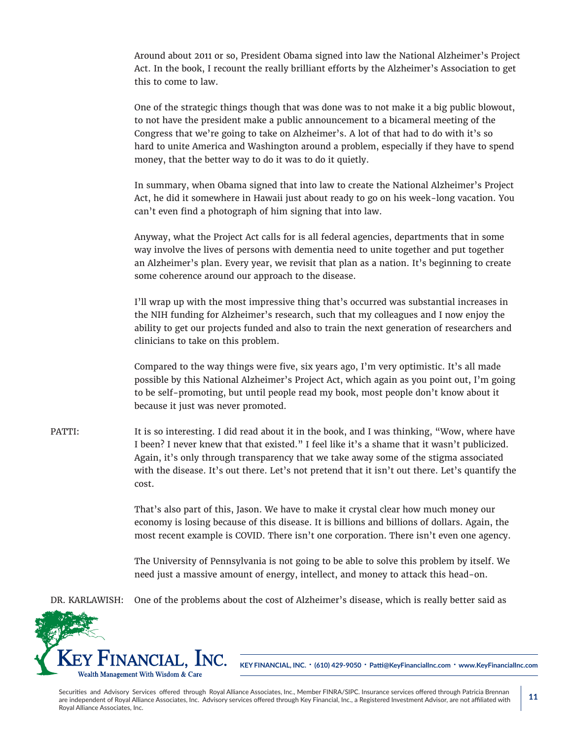Around about 2011 or so, President Obama signed into law the National Alzheimer's Project Act. In the book, I recount the really brilliant efforts by the Alzheimer's Association to get this to come to law.

One of the strategic things though that was done was to not make it a big public blowout, to not have the president make a public announcement to a bicameral meeting of the Congress that we're going to take on Alzheimer's. A lot of that had to do with it's so hard to unite America and Washington around a problem, especially if they have to spend money, that the better way to do it was to do it quietly.

In summary, when Obama signed that into law to create the National Alzheimer's Project Act, he did it somewhere in Hawaii just about ready to go on his week-long vacation. You can't even find a photograph of him signing that into law.

Anyway, what the Project Act calls for is all federal agencies, departments that in some way involve the lives of persons with dementia need to unite together and put together an Alzheimer's plan. Every year, we revisit that plan as a nation. It's beginning to create some coherence around our approach to the disease.

I'll wrap up with the most impressive thing that's occurred was substantial increases in the NIH funding for Alzheimer's research, such that my colleagues and I now enjoy the ability to get our projects funded and also to train the next generation of researchers and clinicians to take on this problem.

Compared to the way things were five, six years ago, I'm very optimistic. It's all made possible by this National Alzheimer's Project Act, which again as you point out, I'm going to be self-promoting, but until people read my book, most people don't know about it because it just was never promoted.

PATTI: It is so interesting. I did read about it in the book, and I was thinking, "Wow, where have I been? I never knew that that existed." I feel like it's a shame that it wasn't publicized. Again, it's only through transparency that we take away some of the stigma associated with the disease. It's out there. Let's not pretend that it isn't out there. Let's quantify the cost.

That's also part of this, Jason. We have to make it crystal clear how much money our economy is losing because of this disease. It is billions and billions of dollars. Again, the most recent example is COVID. There isn't one corporation. There isn't even one agency.

The University of Pennsylvania is not going to be able to solve this problem by itself. We need just a massive amount of energy, intellect, and money to attack this head-on.

DR. KARLAWISH: One of the problems about the cost of Alzheimer's disease, which is really better said as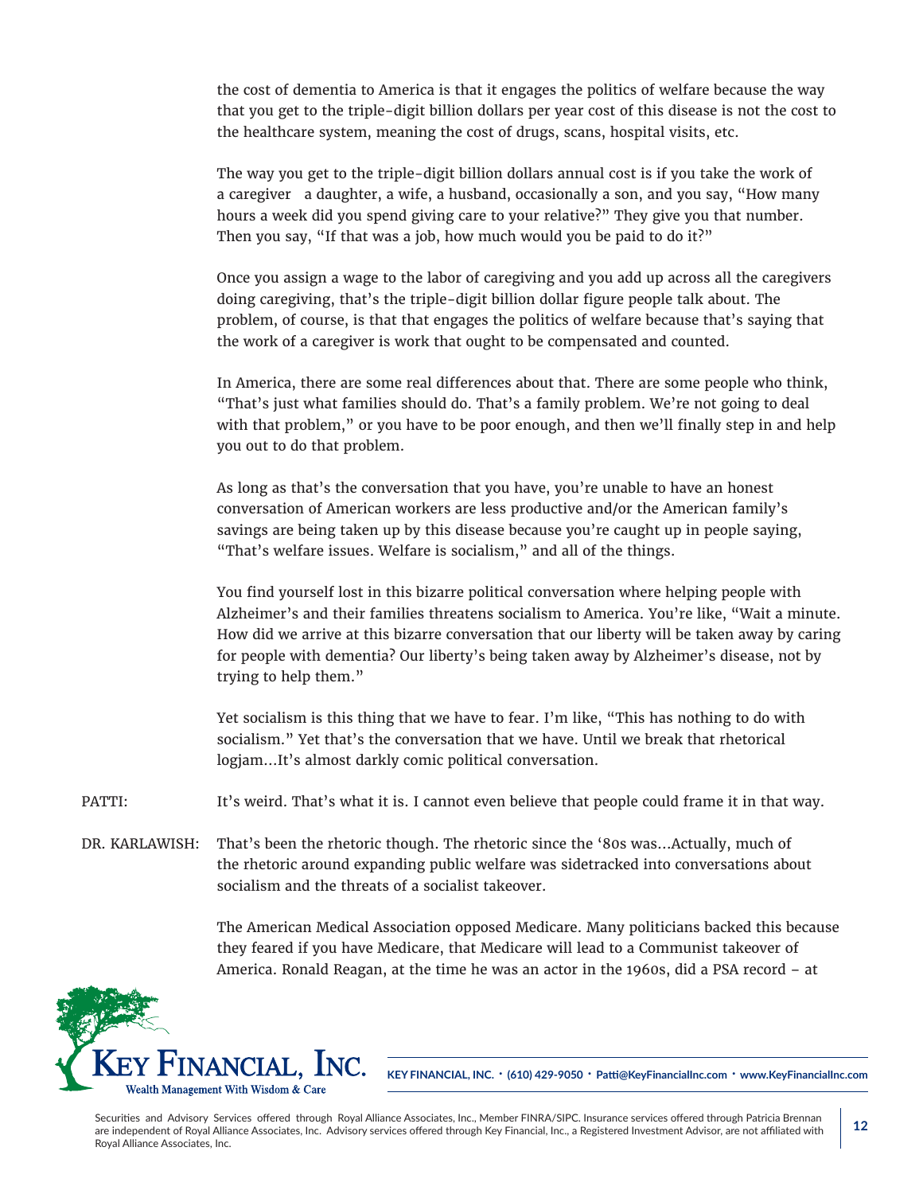the cost of dementia to America is that it engages the politics of welfare because the way that you get to the triple-digit billion dollars per year cost of this disease is not the cost to the healthcare system, meaning the cost of drugs, scans, hospital visits, etc.

The way you get to the triple-digit billion dollars annual cost is if you take the work of a caregiver a daughter, a wife, a husband, occasionally a son, and you say, "How many hours a week did you spend giving care to your relative?" They give you that number. Then you say, "If that was a job, how much would you be paid to do it?"

Once you assign a wage to the labor of caregiving and you add up across all the caregivers doing caregiving, that's the triple-digit billion dollar figure people talk about. The problem, of course, is that that engages the politics of welfare because that's saying that the work of a caregiver is work that ought to be compensated and counted.

In America, there are some real differences about that. There are some people who think, "That's just what families should do. That's a family problem. We're not going to deal with that problem," or you have to be poor enough, and then we'll finally step in and help you out to do that problem.

As long as that's the conversation that you have, you're unable to have an honest conversation of American workers are less productive and/or the American family's savings are being taken up by this disease because you're caught up in people saying, "That's welfare issues. Welfare is socialism," and all of the things.

You find yourself lost in this bizarre political conversation where helping people with Alzheimer's and their families threatens socialism to America. You're like, "Wait a minute. How did we arrive at this bizarre conversation that our liberty will be taken away by caring for people with dementia? Our liberty's being taken away by Alzheimer's disease, not by trying to help them."

Yet socialism is this thing that we have to fear. I'm like, "This has nothing to do with socialism." Yet that's the conversation that we have. Until we break that rhetorical logjam…It's almost darkly comic political conversation.

PATTI: It's weird. That's what it is. I cannot even believe that people could frame it in that way.

DR. KARLAWISH: That's been the rhetoric though. The rhetoric since the '80s was…Actually, much of the rhetoric around expanding public welfare was sidetracked into conversations about socialism and the threats of a socialist takeover.

The American Medical Association opposed Medicare. Many politicians backed this because they feared if you have Medicare, that Medicare will lead to a Communist takeover of America. Ronald Reagan, at the time he was an actor in the 1960s, did a PSA record – at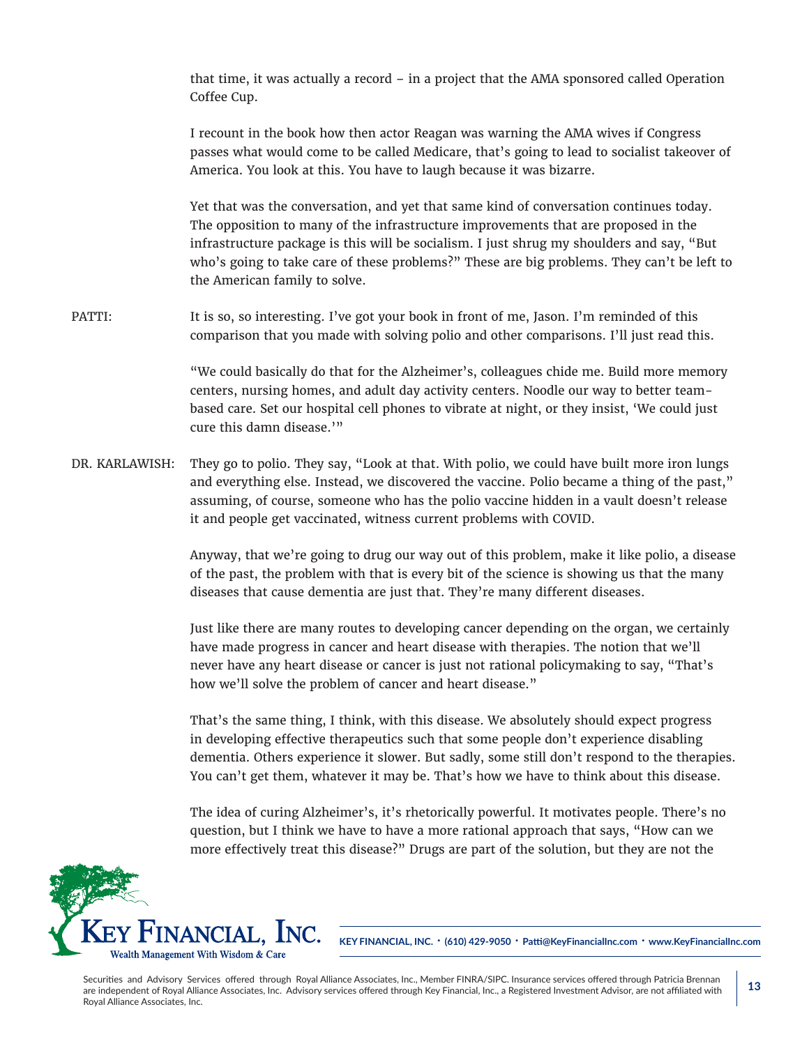that time, it was actually a record – in a project that the AMA sponsored called Operation Coffee Cup.

I recount in the book how then actor Reagan was warning the AMA wives if Congress passes what would come to be called Medicare, that's going to lead to socialist takeover of America. You look at this. You have to laugh because it was bizarre.

Yet that was the conversation, and yet that same kind of conversation continues today. The opposition to many of the infrastructure improvements that are proposed in the infrastructure package is this will be socialism. I just shrug my shoulders and say, "But who's going to take care of these problems?" These are big problems. They can't be left to the American family to solve.

PATTI: It is so, so interesting. I've got your book in front of me, Jason. I'm reminded of this comparison that you made with solving polio and other comparisons. I'll just read this.

"We could basically do that for the Alzheimer's, colleagues chide me. Build more memory centers, nursing homes, and adult day activity centers. Noodle our way to better team-based care. Set our hospital cell phones to vibrate at night, or they insist, 'We could just cure this damn disease.'"

DR. KARLAWISH: They go to polio. They say, "Look at that. With polio, we could have built more iron lungs and everything else. Instead, we discovered the vaccine. Polio became a thing of the past," assuming, of course, someone who has the polio vaccine hidden in a vault doesn't release it and people get vaccinated, witness current problems with COVID.

Anyway, that we're going to drug our way out of this problem, make it like polio, a disease of the past, the problem with that is every bit of the science is showing us that the many diseases that cause dementia are just that. They're many different diseases.

Just like there are many routes to developing cancer depending on the organ, we certainly have made progress in cancer and heart disease with therapies. The notion that we'll never have any heart disease or cancer is just not rational policymaking to say, "That's how we'll solve the problem of cancer and heart disease."

That's the same thing, I think, with this disease. We absolutely should expect progress in developing effective therapeutics such that some people don't experience disabling dementia. Others experience it slower. But sadly, some still don't respond to the therapies. You can't get them, whatever it may be. That's how we have to think about this disease.

The idea of curing Alzheimer's, it's rhetorically powerful. It motivates people. There's no question, but I think we have to have a more rational approach that says, "How can we more effectively treat this disease?" Drugs are part of the solution, but they are not the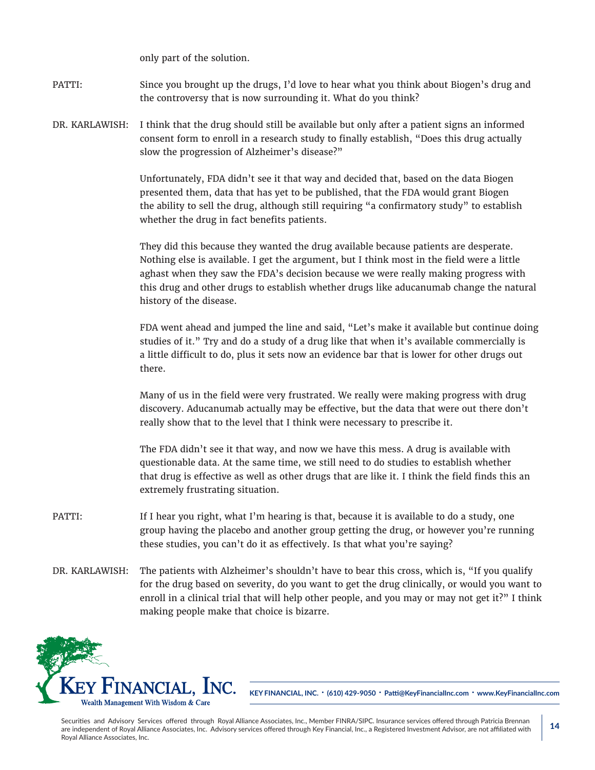only part of the solution.

PATTI: Since you brought up the drugs, I'd love to hear what you think about Biogen's drug and the controversy that is now surrounding it. What do you think?

DR. KARLAWISH: I think that the drug should still be available but only after a patient signs an informed consent form to enroll in a research study to finally establish, "Does this drug actually slow the progression of Alzheimer's disease?"

Unfortunately, FDA didn't see it that way and decided that, based on the data Biogen presented them, data that has yet to be published, that the FDA would grant Biogen the ability to sell the drug, although still requiring "a confirmatory study" to establish whether the drug in fact benefits patients.

They did this because they wanted the drug available because patients are desperate. Nothing else is available. I get the argument, but I think most in the field were a little aghast when they saw the FDA's decision because we were really making progress with this drug and other drugs to establish whether drugs like aducanumab change the natural history of the disease.

FDA went ahead and jumped the line and said, "Let's make it available but continue doing studies of it." Try and do a study of a drug like that when it's available commercially is a little difficult to do, plus it sets now an evidence bar that is lower for other drugs out there.

Many of us in the field were very frustrated. We really were making progress with drug discovery. Aducanumab actually may be effective, but the data that were out there don't really show that to the level that I think were necessary to prescribe it.

The FDA didn't see it that way, and now we have this mess. A drug is available with questionable data. At the same time, we still need to do studies to establish whether that drug is effective as well as other drugs that are like it. I think the field finds this an extremely frustrating situation.

PATTI: If I hear you right, what I'm hearing is that, because it is available to do a study, one group having the placebo and another group getting the drug, or however you're running these studies, you can't do it as effectively. Is that what you're saying?

DR. KARLAWISH: The patients with Alzheimer's shouldn't have to bear this cross, which is, "If you qualify for the drug based on severity, do you want to get the drug clinically, or would you want to enroll in a clinical trial that will help other people, and you may or may not get it?" I think making people make that choice is bizarre.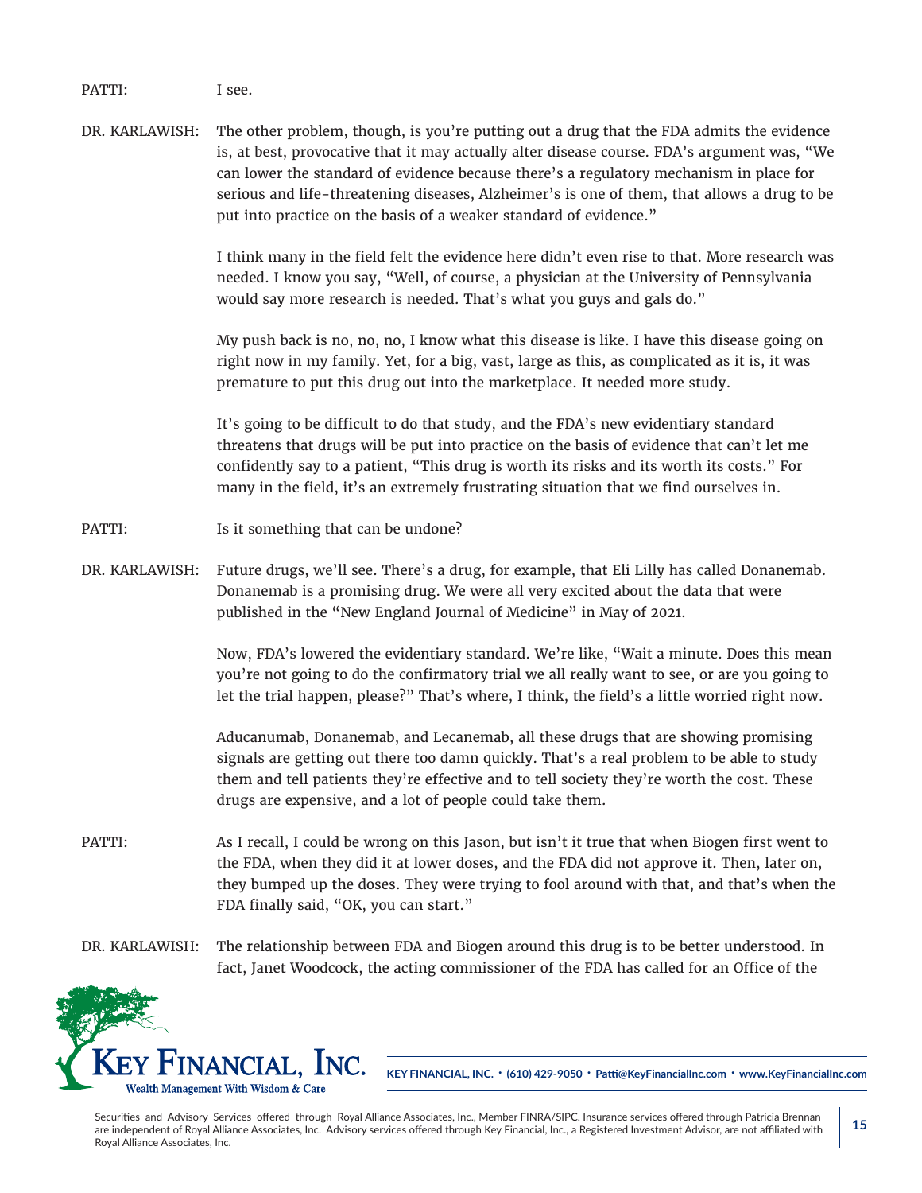PATTI: I see.

DR. KARLAWISH: The other problem, though, is you're putting out a drug that the FDA admits the evidence is, at best, provocative that it may actually alter disease course. FDA's argument was, "We can lower the standard of evidence because there's a regulatory mechanism in place for serious and life-threatening diseases, Alzheimer's is one of them, that allows a drug to be put into practice on the basis of a weaker standard of evidence."

I think many in the field felt the evidence here didn't even rise to that. More research was needed. I know you say, "Well, of course, a physician at the University of Pennsylvania would say more research is needed. That's what you guys and gals do."

My push back is no, no, no, I know what this disease is like. I have this disease going on right now in my family. Yet, for a big, vast, large as this, as complicated as it is, it was premature to put this drug out into the marketplace. It needed more study.

It's going to be difficult to do that study, and the FDA's new evidentiary standard threatens that drugs will be put into practice on the basis of evidence that can't let me confidently say to a patient, "This drug is worth its risks and its worth its costs." For many in the field, it's an extremely frustrating situation that we find ourselves in.

PATTI: Is it something that can be undone?

DR. KARLAWISH: Future drugs, we'll see. There's a drug, for example, that Eli Lilly has called Donanemab. Donanemab is a promising drug. We were all very excited about the data that were published in the "New England Journal of Medicine" in May of 2021.

Now, FDA's lowered the evidentiary standard. We're like, "Wait a minute. Does this mean you're not going to do the confirmatory trial we all really want to see, or are you going to let the trial happen, please?" That's where, I think, the field's a little worried right now.

Aducanumab, Donanemab, and Lecanemab, all these drugs that are showing promising signals are getting out there too damn quickly. That's a real problem to be able to study them and tell patients they're effective and to tell society they're worth the cost. These drugs are expensive, and a lot of people could take them.

PATTI: As I recall, I could be wrong on this Jason, but isn't it true that when Biogen first went to the FDA, when they did it at lower doses, and the FDA did not approve it. Then, later on, they bumped up the doses. They were trying to fool around with that, and that's when the FDA finally said, "OK, you can start."

DR. KARLAWISH: The relationship between FDA and Biogen around this drug is to be better understood. In fact, Janet Woodcock, the acting commissioner of the FDA has called for an Office of the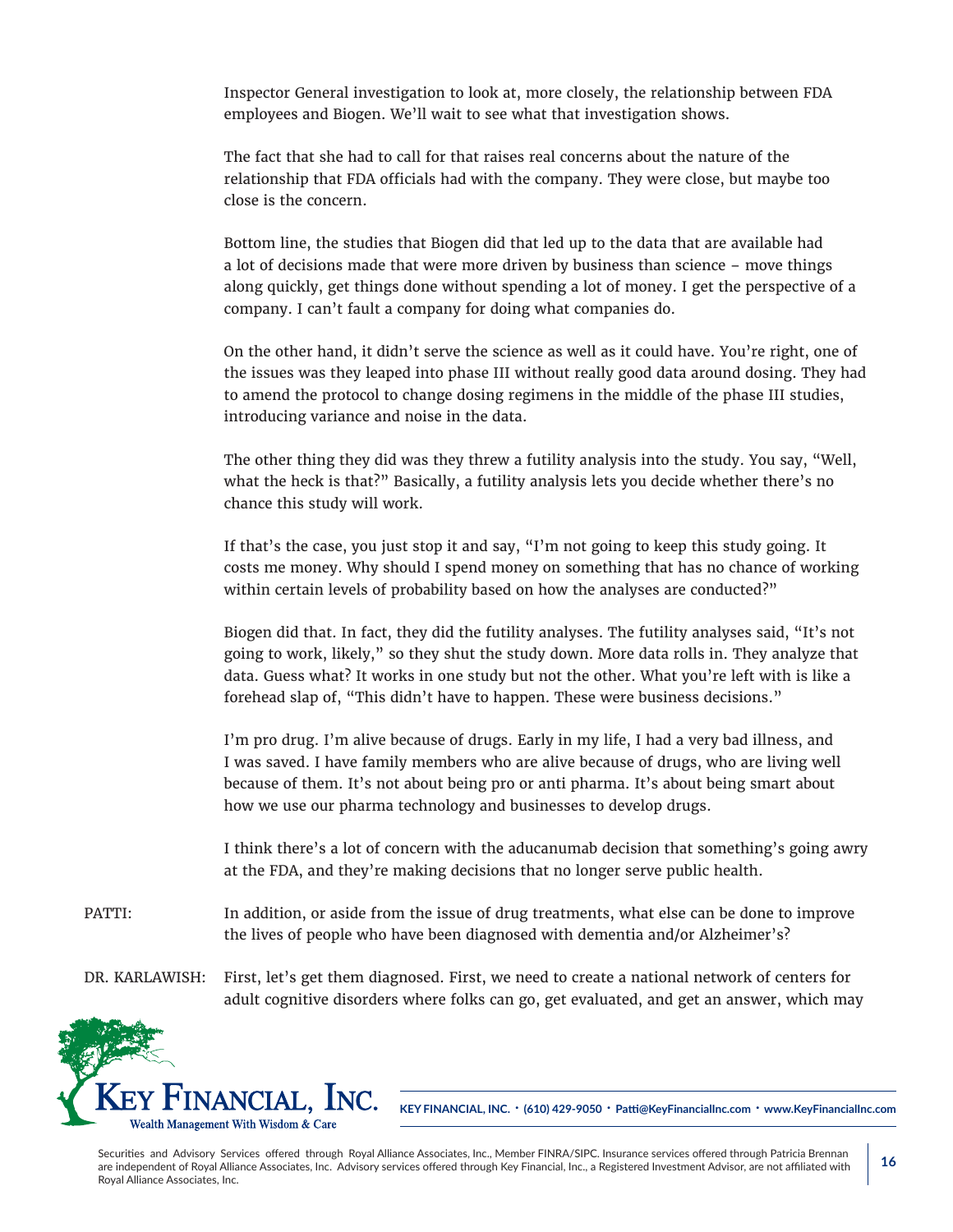Inspector General investigation to look at, more closely, the relationship between FDA employees and Biogen. We'll wait to see what that investigation shows.

The fact that she had to call for that raises real concerns about the nature of the relationship that FDA officials had with the company. They were close, but maybe too close is the concern.

Bottom line, the studies that Biogen did that led up to the data that are available had a lot of decisions made that were more driven by business than science – move things along quickly, get things done without spending a lot of money. I get the perspective of a company. I can't fault a company for doing what companies do.

On the other hand, it didn't serve the science as well as it could have. You're right, one of the issues was they leaped into phase III without really good data around dosing. They had to amend the protocol to change dosing regimens in the middle of the phase III studies, introducing variance and noise in the data.

The other thing they did was they threw a futility analysis into the study. You say, "Well, what the heck is that?" Basically, a futility analysis lets you decide whether there's no chance this study will work.

If that's the case, you just stop it and say, "I'm not going to keep this study going. It costs me money. Why should I spend money on something that has no chance of working within certain levels of probability based on how the analyses are conducted?"

Biogen did that. In fact, they did the futility analyses. The futility analyses said, "It's not going to work, likely," so they shut the study down. More data rolls in. They analyze that data. Guess what? It works in one study but not the other. What you're left with is like a forehead slap of, "This didn't have to happen. These were business decisions."

I'm pro drug. I'm alive because of drugs. Early in my life, I had a very bad illness, and I was saved. I have family members who are alive because of drugs, who are living well because of them. It's not about being pro or anti pharma. It's about being smart about how we use our pharma technology and businesses to develop drugs.

I think there's a lot of concern with the aducanumab decision that something's going awry at the FDA, and they're making decisions that no longer serve public health.

PATTI: In addition, or aside from the issue of drug treatments, what else can be done to improve the lives of people who have been diagnosed with dementia and/or Alzheimer's?

DR. KARLAWISH: First, let's get them diagnosed. First, we need to create a national network of centers for adult cognitive disorders where folks can go, get evaluated, and get an answer, which may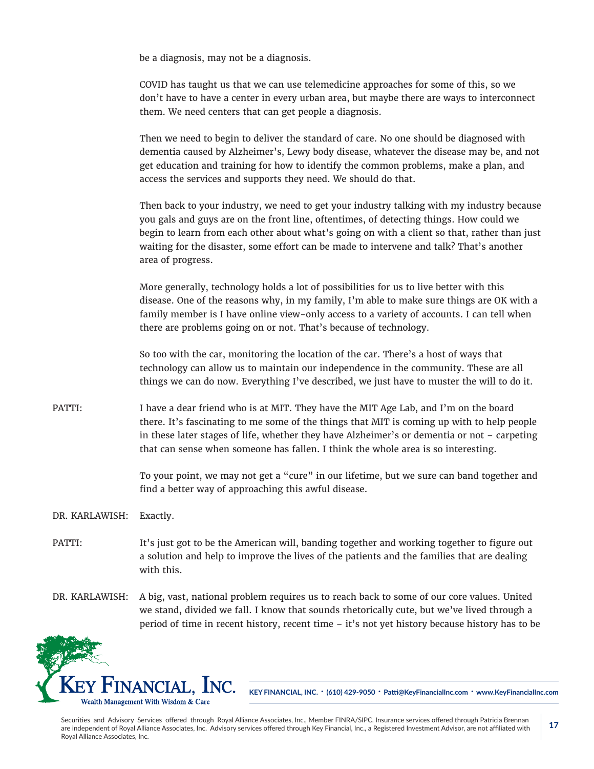be a diagnosis, may not be a diagnosis.

COVID has taught us that we can use telemedicine approaches for some of this, so we don't have to have a center in every urban area, but maybe there are ways to interconnect them. We need centers that can get people a diagnosis.

Then we need to begin to deliver the standard of care. No one should be diagnosed with dementia caused by Alzheimer's, Lewy body disease, whatever the disease may be, and not get education and training for how to identify the common problems, make a plan, and access the services and supports they need. We should do that.

Then back to your industry, we need to get your industry talking with my industry because you gals and guys are on the front line, oftentimes, of detecting things. How could we begin to learn from each other about what's going on with a client so that, rather than just waiting for the disaster, some effort can be made to intervene and talk? That's another area of progress.

More generally, technology holds a lot of possibilities for us to live better with this disease. One of the reasons why, in my family, I'm able to make sure things are OK with a family member is I have online view-only access to a variety of accounts. I can tell when there are problems going on or not. That's because of technology.

So too with the car, monitoring the location of the car. There's a host of ways that technology can allow us to maintain our independence in the community. These are all things we can do now. Everything I've described, we just have to muster the will to do it.

PATTI: I have a dear friend who is at MIT. They have the MIT Age Lab, and I'm on the board there. It's fascinating to me some of the things that MIT is coming up with to help people in these later stages of life, whether they have Alzheimer's or dementia or not – carpeting that can sense when someone has fallen. I think the whole area is so interesting.

To your point, we may not get a "cure" in our lifetime, but we sure can band together and find a better way of approaching this awful disease.

DR. KARLAWISH: Exactly.

PATTI: It's just got to be the American will, banding together and working together to figure out a solution and help to improve the lives of the patients and the families that are dealing with this.

DR. KARLAWISH: A big, vast, national problem requires us to reach back to some of our core values. United we stand, divided we fall. I know that sounds rhetorically cute, but we've lived through a period of time in recent history, recent time – it's not yet history because history has to be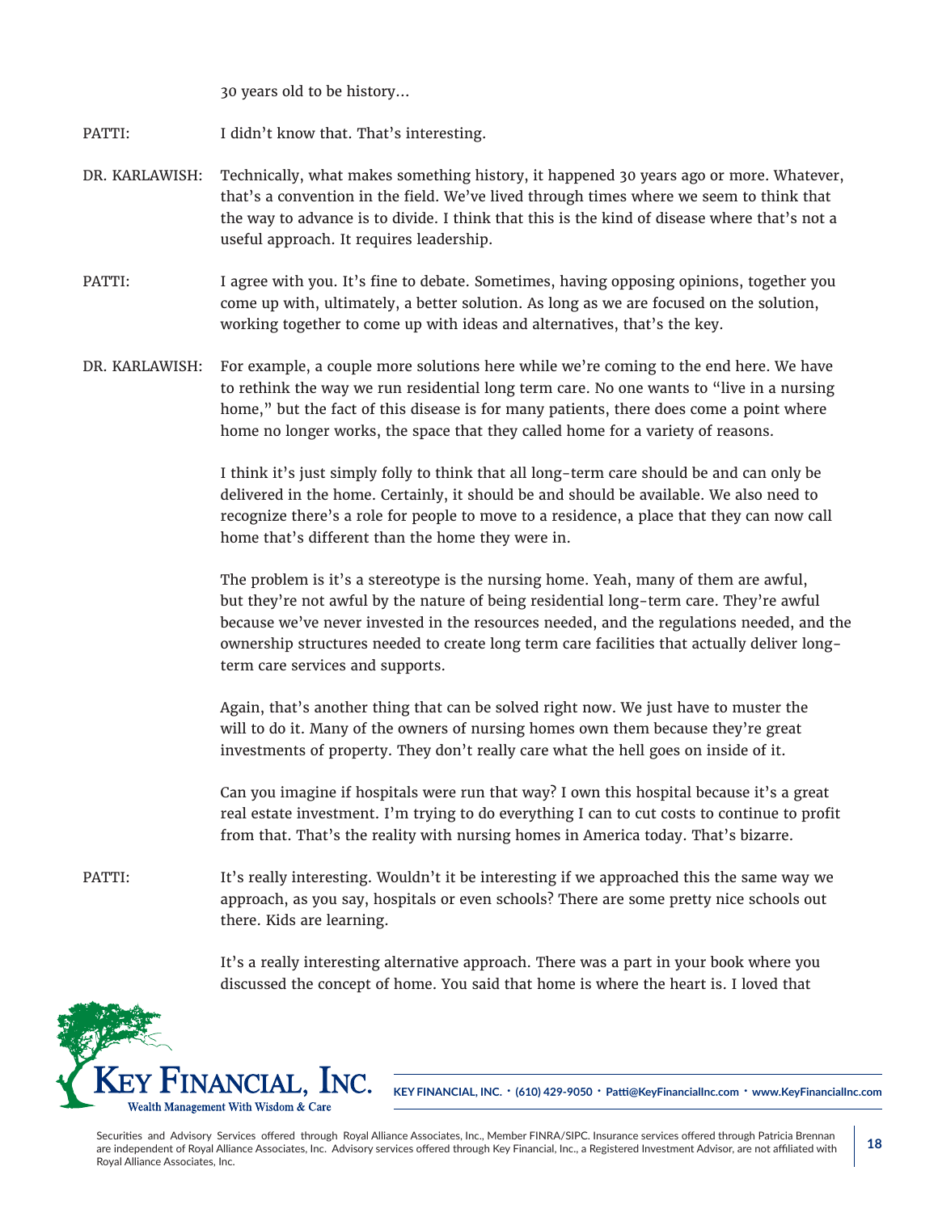30 years old to be history…

PATTI: I didn't know that. That's interesting.

DR. KARLAWISH: Technically, what makes something history, it happened 30 years ago or more. Whatever, that's a convention in the field. We've lived through times where we seem to think that the way to advance is to divide. I think that this is the kind of disease where that's not a useful approach. It requires leadership.

PATTI: I agree with you. It's fine to debate. Sometimes, having opposing opinions, together you come up with, ultimately, a better solution. As long as we are focused on the solution, working together to come up with ideas and alternatives, that's the key.

DR. KARLAWISH: For example, a couple more solutions here while we're coming to the end here. We have to rethink the way we run residential long term care. No one wants to "live in a nursing home," but the fact of this disease is for many patients, there does come a point where home no longer works, the space that they called home for a variety of reasons.

I think it's just simply folly to think that all long-term care should be and can only be delivered in the home. Certainly, it should be and should be available. We also need to recognize there's a role for people to move to a residence, a place that they can now call home that's different than the home they were in.

The problem is it's a stereotype is the nursing home. Yeah, many of them are awful, but they're not awful by the nature of being residential long-term care. They're awful because we've never invested in the resources needed, and the regulations needed, and the ownership structures needed to create long term care facilities that actually deliver long-term care services and supports.

Again, that's another thing that can be solved right now. We just have to muster the will to do it. Many of the owners of nursing homes own them because they're great investments of property. They don't really care what the hell goes on inside of it.

Can you imagine if hospitals were run that way? I own this hospital because it's a great real estate investment. I'm trying to do everything I can to cut costs to continue to profit from that. That's the reality with nursing homes in America today. That's bizarre.

PATTI: It's really interesting. Wouldn't it be interesting if we approached this the same way we approach, as you say, hospitals or even schools? There are some pretty nice schools out there. Kids are learning.

It's a really interesting alternative approach. There was a part in your book where you discussed the concept of home. You said that home is where the heart is. I loved that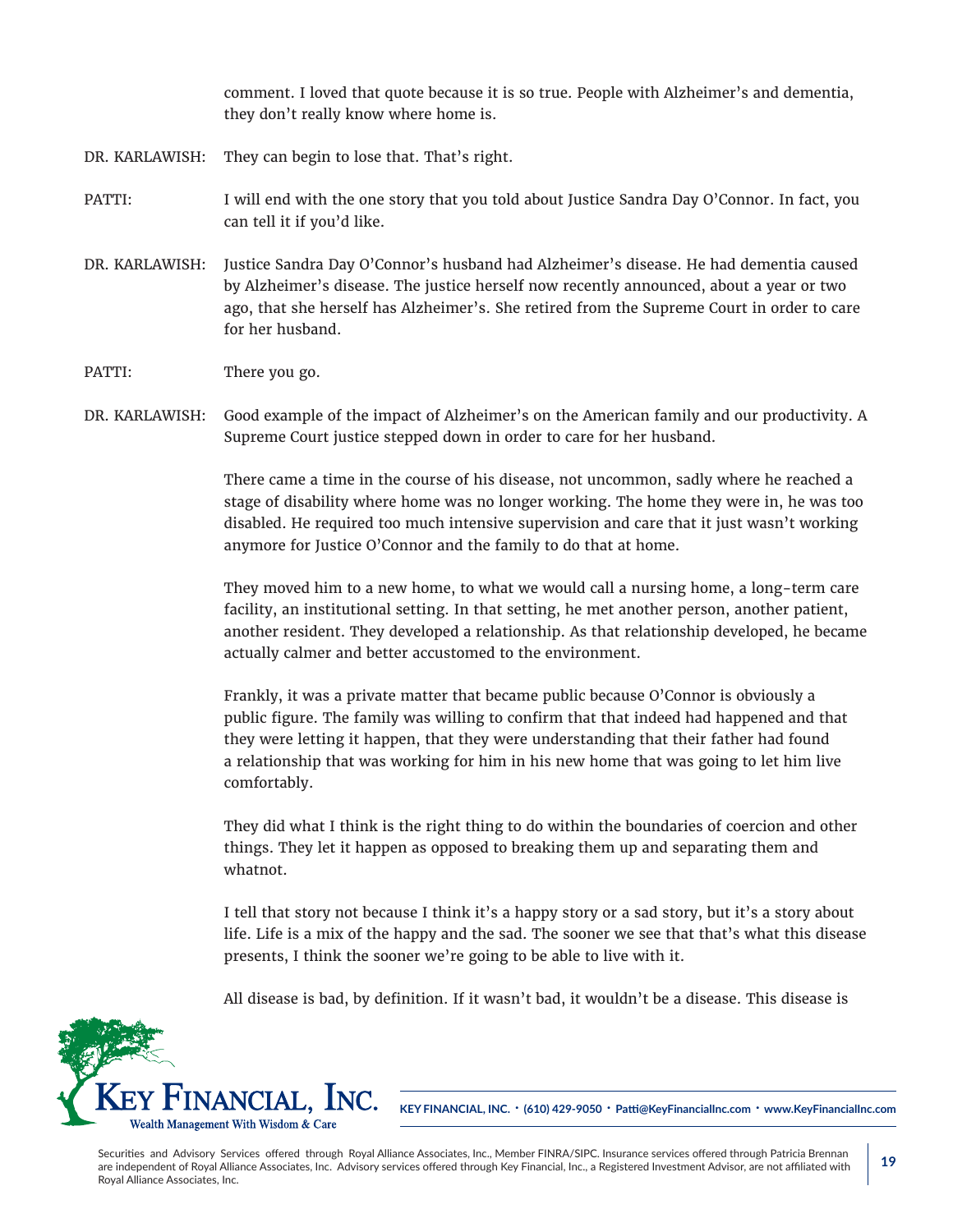comment. I loved that quote because it is so true. People with Alzheimer's and dementia, they don't really know where home is.

DR. KARLAWISH: They can begin to lose that. That's right.

PATTI: I will end with the one story that you told about Justice Sandra Day O'Connor. In fact, you can tell it if you'd like.

DR. KARLAWISH: Justice Sandra Day O'Connor's husband had Alzheimer's disease. He had dementia caused by Alzheimer's disease. The justice herself now recently announced, about a year or two ago, that she herself has Alzheimer's. She retired from the Supreme Court in order to care for her husband.

PATTI: There you go.

DR. KARLAWISH: Good example of the impact of Alzheimer's on the American family and our productivity. A Supreme Court justice stepped down in order to care for her husband.

There came a time in the course of his disease, not uncommon, sadly where he reached a stage of disability where home was no longer working. The home they were in, he was too disabled. He required too much intensive supervision and care that it just wasn't working anymore for Justice O'Connor and the family to do that at home.

They moved him to a new home, to what we would call a nursing home, a long-term care facility, an institutional setting. In that setting, he met another person, another patient, another resident. They developed a relationship. As that relationship developed, he became actually calmer and better accustomed to the environment.

Frankly, it was a private matter that became public because O'Connor is obviously a public figure. The family was willing to confirm that that indeed had happened and that they were letting it happen, that they were understanding that their father had found a relationship that was working for him in his new home that was going to let him live comfortably.

They did what I think is the right thing to do within the boundaries of coercion and other things. They let it happen as opposed to breaking them up and separating them and whatnot.

I tell that story not because I think it's a happy story or a sad story, but it's a story about life. Life is a mix of the happy and the sad. The sooner we see that that's what this disease presents, I think the sooner we're going to be able to live with it.

All disease is bad, by definition. If it wasn't bad, it wouldn't be a disease. This disease is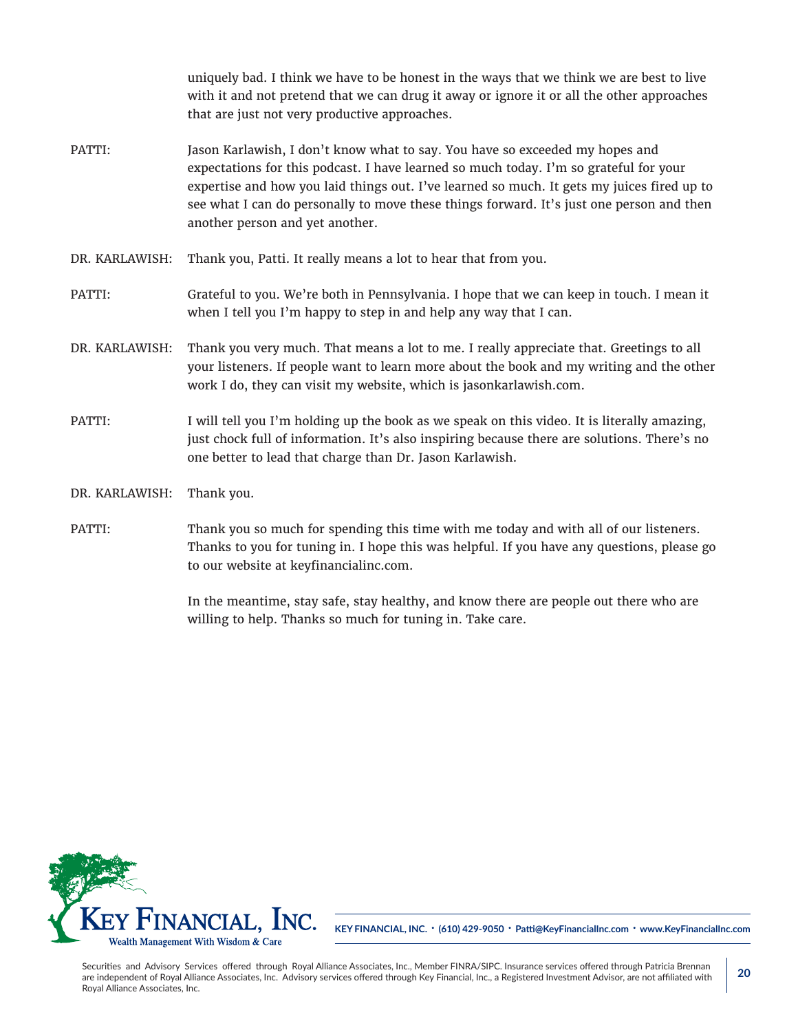uniquely bad. I think we have to be honest in the ways that we think we are best to live with it and not pretend that we can drug it away or ignore it or all the other approaches that are just not very productive approaches.

PATTI: Jason Karlawish, I don't know what to say. You have so exceeded my hopes and expectations for this podcast. I have learned so much today. I'm so grateful for your expertise and how you laid things out. I've learned so much. It gets my juices fired up to see what I can do personally to move these things forward. It's just one person and then another person and yet another.

DR. KARLAWISH: Thank you, Patti. It really means a lot to hear that from you.

PATTI: Grateful to you. We're both in Pennsylvania. I hope that we can keep in touch. I mean it when I tell you I'm happy to step in and help any way that I can.

DR. KARLAWISH: Thank you very much. That means a lot to me. I really appreciate that. Greetings to all your listeners. If people want to learn more about the book and my writing and the other work I do, they can visit my website, which is jasonkarlawish.com.

PATTI: I will tell you I'm holding up the book as we speak on this video. It is literally amazing, just chock full of information. It's also inspiring because there are solutions. There's no one better to lead that charge than Dr. Jason Karlawish.

DR. KARLAWISH: Thank you.

PATTI: Thank you so much for spending this time with me today and with all of our listeners. Thanks to you for tuning in. I hope this was helpful. If you have any questions, please go to our website at keyfinancialinc.com.

In the meantime, stay safe, stay healthy, and know there are people out there who are willing to help. Thanks so much for tuning in. Take care.

KEY FINANCIAL, INC.
Wealth Management With Wisdom & Care

KEY FINANCIAL, INC. • (610) 429-9050 • Patti@KeyFinancialInc.com • www.KeyFinancialInc.com

Securities and Advisory Services offered through Royal Alliance Associates, Inc., Member FINRA/SIPC. Insurance services offered through Patricia Brennan are independent of Royal Alliance Associates, Inc. Advisory services offered through Key Financial, Inc., a Registered Investment Advisor, are not affiliated with Royal Alliance Associates, Inc.